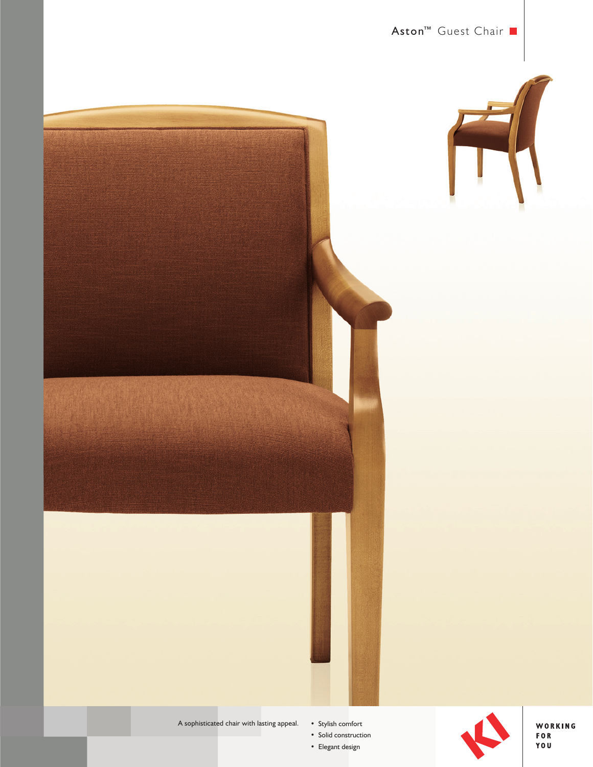# Aston™ Guest Chair

A sophisticated chair with lasting appeal.

- Stylish comfort
- Solid construction
- Elegant design

KI

WORKING FOR YOU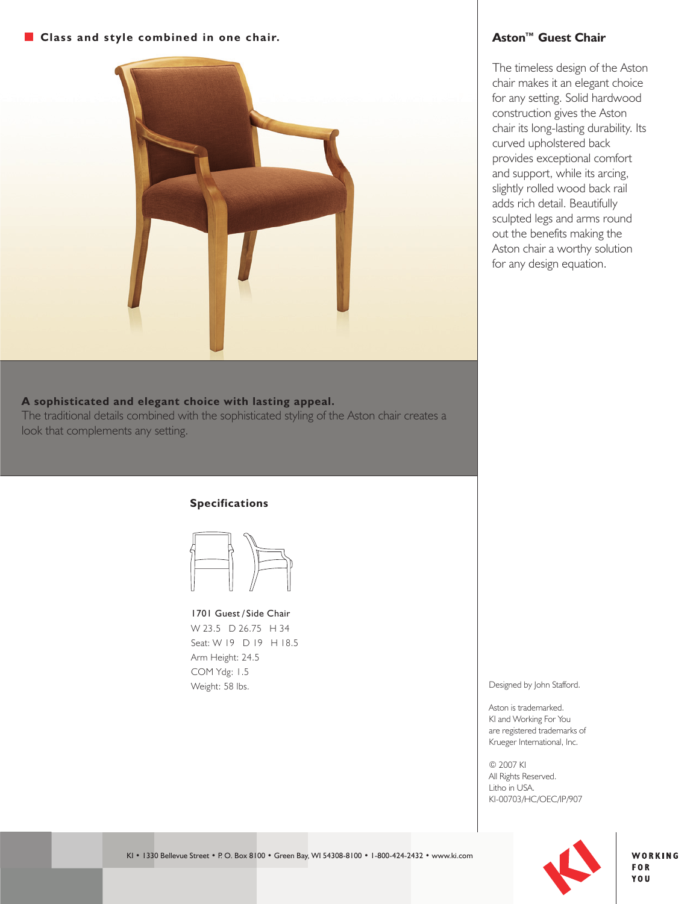**Class and style combined in one chair.**

**A sophisticated and elegant choice with lasting appeal.**
The traditional details combined with the sophisticated styling of the Aston chair creates a look that complements any setting.

## Specifications

1701 Guest / Side Chair
W 23.5   D 26.75   H 34
Seat: W 19   D 19   H 18.5
Arm Height: 24.5
COM Ydg: 1.5
Weight: 58 lbs.

## Aston™ Guest Chair

The timeless design of the Aston chair makes it an elegant choice for any setting. Solid hardwood construction gives the Aston chair its long-lasting durability. Its curved upholstered back provides exceptional comfort and support, while its arcing, slightly rolled wood back rail adds rich detail. Beautifully sculpted legs and arms round out the benefits making the Aston chair a worthy solution for any design equation.

Designed by John Stafford.

Aston is trademarked.
KI and Working For You are registered trademarks of Krueger International, Inc.

© 2007 KI
All Rights Reserved.
Litho in USA.
KI-00703/HC/OEC/IP/907

KI • 1330 Bellevue Street • P. O. Box 8100 • Green Bay, WI 54308-8100 • 1-800-424-2432 • www.ki.com

WORKING FOR YOU